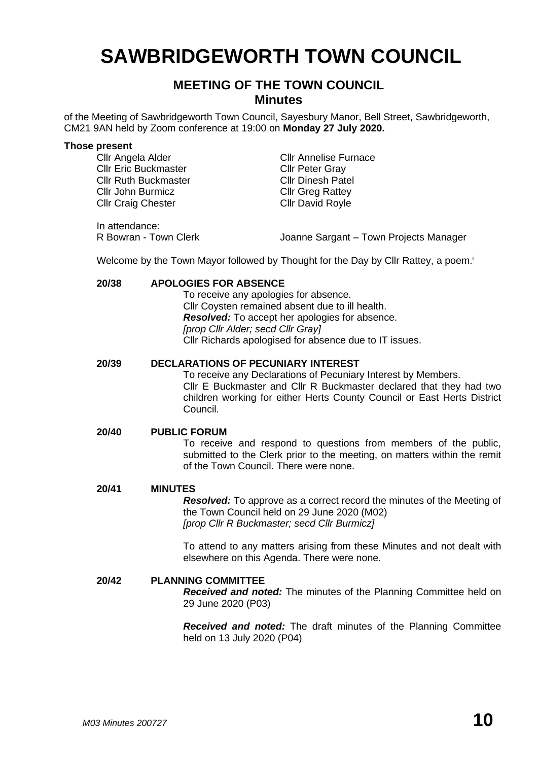# SAWBRIDGEWORTH TOWN COUNCIL

## MEETING OF THE TOWN COUNCIL
### Minutes

of the Meeting of Sawbridgeworth Town Council, Sayesbury Manor, Bell Street, Sawbridgeworth, CM21 9AN held by Zoom conference at 19:00 on **Monday 27 July 2020.**

**Those present**

Cllr Angela Alder
Cllr Eric Buckmaster
Cllr Ruth Buckmaster
Cllr John Burmicz
Cllr Craig Chester
Cllr Annelise Furnace
Cllr Peter Gray
Cllr Dinesh Patel
Cllr Greg Rattey
Cllr David Royle

In attendance:
R Bowran - Town Clerk
Joanne Sargant – Town Projects Manager

Welcome by the Town Mayor followed by Thought for the Day by Cllr Rattey, a poem.[i]

**20/38 APOLOGIES FOR ABSENCE**

To receive any apologies for absence.
Cllr Coysten remained absent due to ill health.
***Resolved:*** To accept her apologies for absence.
*[prop Cllr Alder; secd Cllr Gray]*
Cllr Richards apologised for absence due to IT issues.

**20/39 DECLARATIONS OF PECUNIARY INTEREST**

To receive any Declarations of Pecuniary Interest by Members.
Cllr E Buckmaster and Cllr R Buckmaster declared that they had two children working for either Herts County Council or East Herts District Council.

**20/40 PUBLIC FORUM**

To receive and respond to questions from members of the public, submitted to the Clerk prior to the meeting, on matters within the remit of the Town Council. There were none.

**20/41 MINUTES**

***Resolved:*** To approve as a correct record the minutes of the Meeting of the Town Council held on 29 June 2020 (M02)
*[prop Cllr R Buckmaster; secd Cllr Burmicz]*

To attend to any matters arising from these Minutes and not dealt with elsewhere on this Agenda. There were none.

**20/42 PLANNING COMMITTEE**

***Received and noted:*** The minutes of the Planning Committee held on 29 June 2020 (P03)

***Received and noted:*** The draft minutes of the Planning Committee held on 13 July 2020 (P04)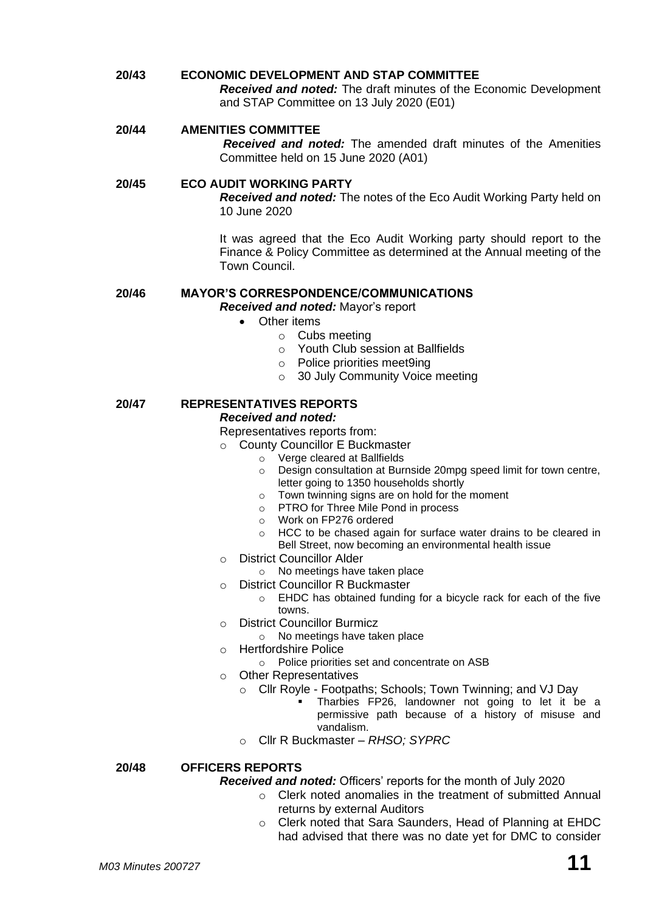**20/43 ECONOMIC DEVELOPMENT AND STAP COMMITTEE**

***Received and noted:*** The draft minutes of the Economic Development and STAP Committee on 13 July 2020 (E01)

**20/44 AMENITIES COMMITTEE**

***Received and noted:*** The amended draft minutes of the Amenities Committee held on 15 June 2020 (A01)

**20/45 ECO AUDIT WORKING PARTY**

***Received and noted:*** The notes of the Eco Audit Working Party held on 10 June 2020

It was agreed that the Eco Audit Working party should report to the Finance & Policy Committee as determined at the Annual meeting of the Town Council.

**20/46 MAYOR'S CORRESPONDENCE/COMMUNICATIONS**

***Received and noted:*** Mayor's report

- Other items
  - Cubs meeting
  - Youth Club session at Ballfields
  - Police priorities meet9ing
  - 30 July Community Voice meeting

**20/47 REPRESENTATIVES REPORTS**

***Received and noted:***

Representatives reports from:

- County Councillor E Buckmaster
  - Verge cleared at Ballfields
  - Design consultation at Burnside 20mpg speed limit for town centre, letter going to 1350 households shortly
  - Town twinning signs are on hold for the moment
  - PTRO for Three Mile Pond in process
  - Work on FP276 ordered
  - HCC to be chased again for surface water drains to be cleared in Bell Street, now becoming an environmental health issue
- District Councillor Alder
  - No meetings have taken place
- District Councillor R Buckmaster
  - EHDC has obtained funding for a bicycle rack for each of the five towns.
- District Councillor Burmicz
  - No meetings have taken place
- Hertfordshire Police
  - Police priorities set and concentrate on ASB
- Other Representatives
  - Cllr Royle - Footpaths; Schools; Town Twinning; and VJ Day
    - Tharbies FP26, landowner not going to let it be a permissive path because of a history of misuse and vandalism.
  - Cllr R Buckmaster – *RHSO; SYPRC*

**20/48 OFFICERS REPORTS**

***Received and noted:*** Officers' reports for the month of July 2020

- Clerk noted anomalies in the treatment of submitted Annual returns by external Auditors
- Clerk noted that Sara Saunders, Head of Planning at EHDC had advised that there was no date yet for DMC to consider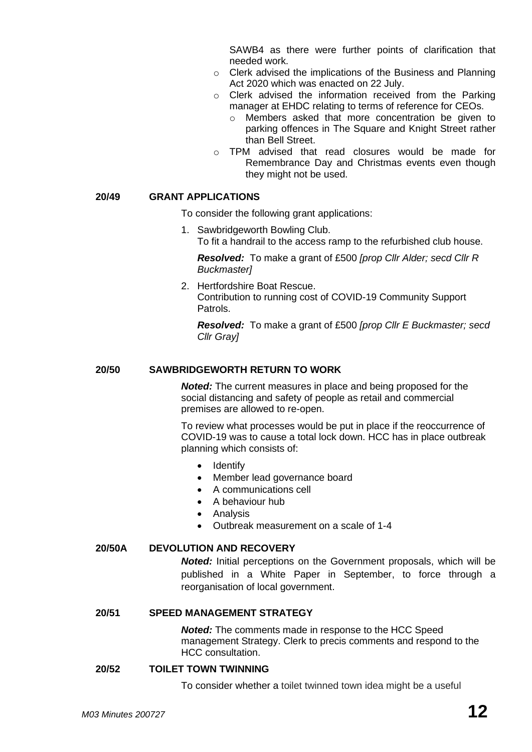SAWB4 as there were further points of clarification that needed work.

- Clerk advised the implications of the Business and Planning Act 2020 which was enacted on 22 July.
- Clerk advised the information received from the Parking manager at EHDC relating to terms of reference for CEOs.
  - Members asked that more concentration be given to parking offences in The Square and Knight Street rather than Bell Street.
- TPM advised that read closures would be made for Remembrance Day and Christmas events even though they might not be used.

**20/49 GRANT APPLICATIONS**

To consider the following grant applications:

1. Sawbridgeworth Bowling Club.
   To fit a handrail to the access ramp to the refurbished club house.

   ***Resolved:*** To make a grant of £500 *[prop Cllr Alder; secd Cllr R Buckmaster]*

2. Hertfordshire Boat Rescue.
   Contribution to running cost of COVID-19 Community Support Patrols.

   ***Resolved:*** To make a grant of £500 *[prop Cllr E Buckmaster; secd Cllr Gray]*

**20/50 SAWBRIDGEWORTH RETURN TO WORK**

***Noted:*** The current measures in place and being proposed for the social distancing and safety of people as retail and commercial premises are allowed to re-open.

To review what processes would be put in place if the reoccurrence of COVID-19 was to cause a total lock down. HCC has in place outbreak planning which consists of:

- Identify
- Member lead governance board
- A communications cell
- A behaviour hub
- Analysis
- Outbreak measurement on a scale of 1-4

**20/50A DEVOLUTION AND RECOVERY**

***Noted:*** Initial perceptions on the Government proposals, which will be published in a White Paper in September, to force through a reorganisation of local government.

**20/51 SPEED MANAGEMENT STRATEGY**

***Noted:*** The comments made in response to the HCC Speed management Strategy. Clerk to precis comments and respond to the HCC consultation.

**20/52 TOILET TOWN TWINNING**

To consider whether a toilet twinned town idea might be a useful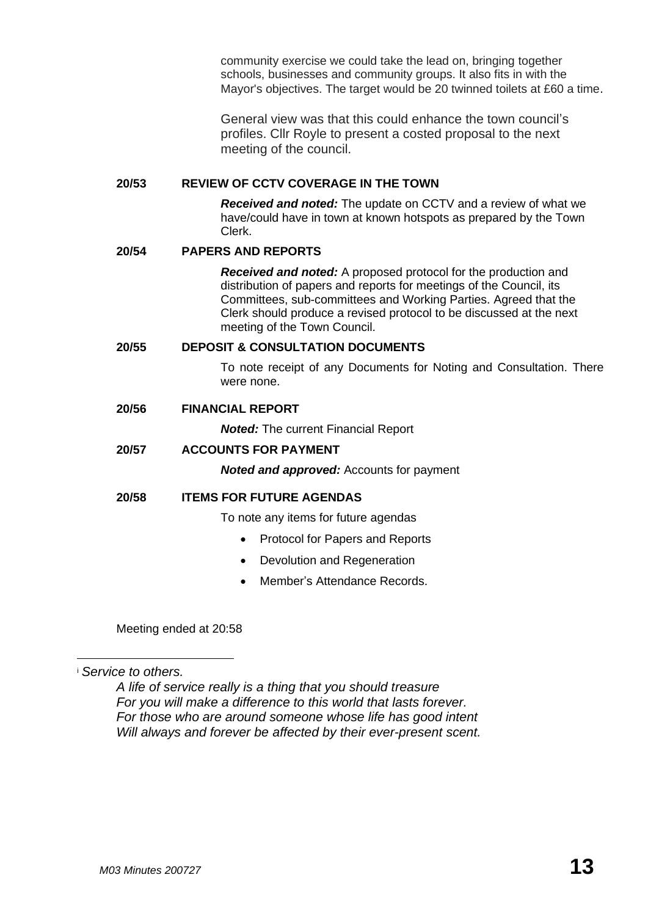community exercise we could take the lead on, bringing together schools, businesses and community groups. It also fits in with the Mayor's objectives. The target would be 20 twinned toilets at £60 a time.

General view was that this could enhance the town council's profiles. Cllr Royle to present a costed proposal to the next meeting of the council.

**20/53 REVIEW OF CCTV COVERAGE IN THE TOWN**

***Received and noted:*** The update on CCTV and a review of what we have/could have in town at known hotspots as prepared by the Town Clerk.

**20/54 PAPERS AND REPORTS**

***Received and noted:*** A proposed protocol for the production and distribution of papers and reports for meetings of the Council, its Committees, sub-committees and Working Parties. Agreed that the Clerk should produce a revised protocol to be discussed at the next meeting of the Town Council.

**20/55 DEPOSIT & CONSULTATION DOCUMENTS**

To note receipt of any Documents for Noting and Consultation. There were none.

**20/56 FINANCIAL REPORT**

***Noted:*** The current Financial Report

**20/57 ACCOUNTS FOR PAYMENT**

***Noted and approved:*** Accounts for payment

**20/58 ITEMS FOR FUTURE AGENDAS**

To note any items for future agendas

- Protocol for Papers and Reports
- Devolution and Regeneration
- Member's Attendance Records.

Meeting ended at 20:58

---

[i] *Service to others.*

*A life of service really is a thing that you should treasure*
*For you will make a difference to this world that lasts forever.*
*For those who are around someone whose life has good intent*
*Will always and forever be affected by their ever-present scent.*